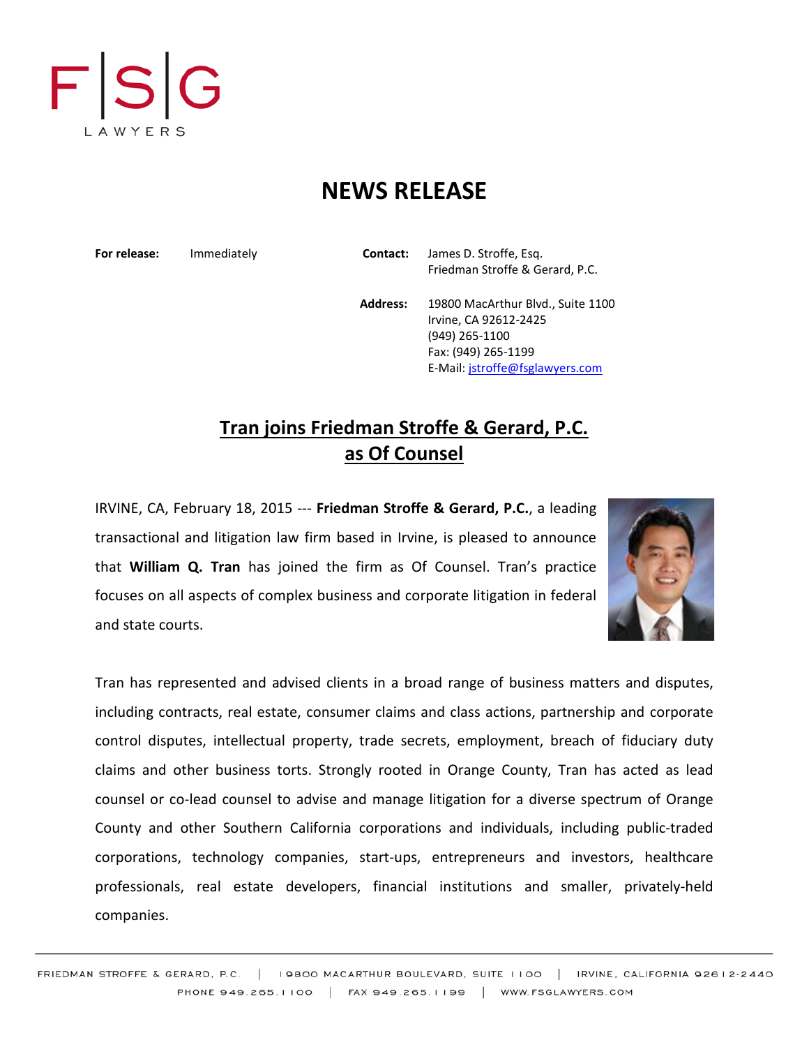F|S|G
LAWYERS

# NEWS RELEASE

**For release:** Immediately

**Contact:** James D. Stroffe, Esq.
Friedman Stroffe & Gerard, P.C.

**Address:** 19800 MacArthur Blvd., Suite 1100
Irvine, CA 92612-2425
(949) 265-1100
Fax: (949) 265-1199
E-Mail: jstroffe@fsglawyers.com

## Tran joins Friedman Stroffe & Gerard, P.C. as Of Counsel

IRVINE, CA, February 18, 2015 --- **Friedman Stroffe & Gerard, P.C.**, a leading transactional and litigation law firm based in Irvine, is pleased to announce that **William Q. Tran** has joined the firm as Of Counsel. Tran's practice focuses on all aspects of complex business and corporate litigation in federal and state courts.

Tran has represented and advised clients in a broad range of business matters and disputes, including contracts, real estate, consumer claims and class actions, partnership and corporate control disputes, intellectual property, trade secrets, employment, breach of fiduciary duty claims and other business torts. Strongly rooted in Orange County, Tran has acted as lead counsel or co-lead counsel to advise and manage litigation for a diverse spectrum of Orange County and other Southern California corporations and individuals, including public-traded corporations, technology companies, start-ups, entrepreneurs and investors, healthcare professionals, real estate developers, financial institutions and smaller, privately-held companies.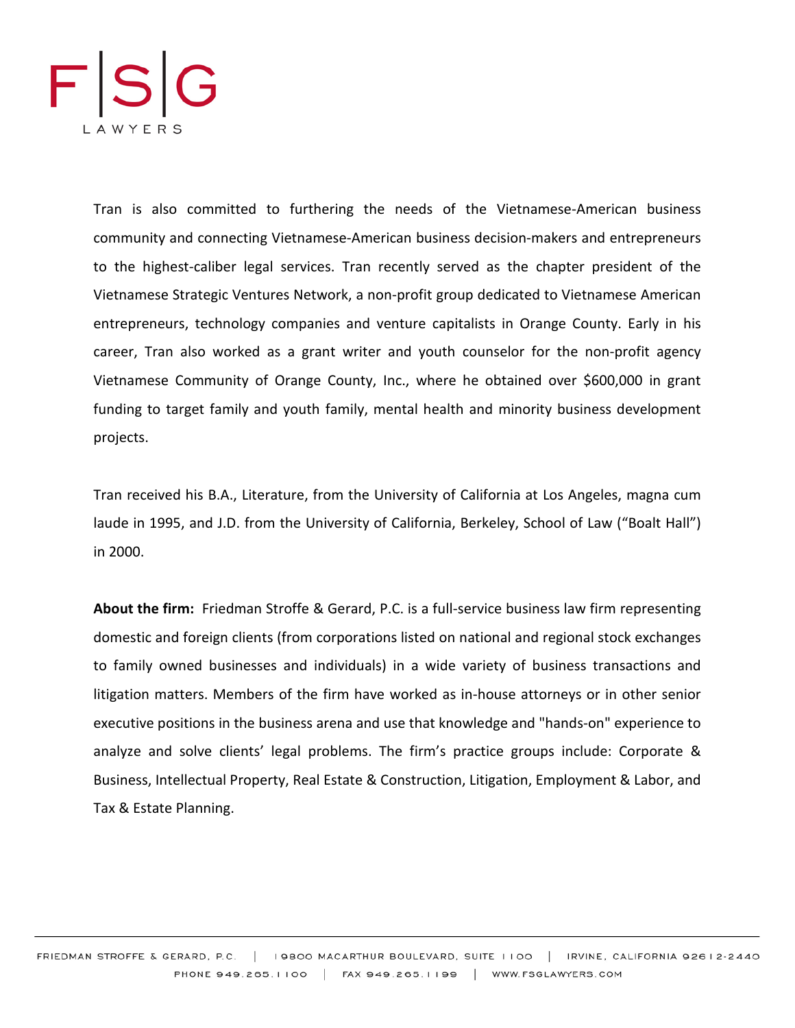Tran is also committed to furthering the needs of the Vietnamese-American business community and connecting Vietnamese-American business decision-makers and entrepreneurs to the highest-caliber legal services. Tran recently served as the chapter president of the Vietnamese Strategic Ventures Network, a non-profit group dedicated to Vietnamese American entrepreneurs, technology companies and venture capitalists in Orange County. Early in his career, Tran also worked as a grant writer and youth counselor for the non-profit agency Vietnamese Community of Orange County, Inc., where he obtained over $600,000 in grant funding to target family and youth family, mental health and minority business development projects.

Tran received his B.A., Literature, from the University of California at Los Angeles, magna cum laude in 1995, and J.D. from the University of California, Berkeley, School of Law ("Boalt Hall") in 2000.

**About the firm:** Friedman Stroffe & Gerard, P.C. is a full-service business law firm representing domestic and foreign clients (from corporations listed on national and regional stock exchanges to family owned businesses and individuals) in a wide variety of business transactions and litigation matters. Members of the firm have worked as in-house attorneys or in other senior executive positions in the business arena and use that knowledge and "hands-on" experience to analyze and solve clients' legal problems. The firm's practice groups include: Corporate & Business, Intellectual Property, Real Estate & Construction, Litigation, Employment & Labor, and Tax & Estate Planning.